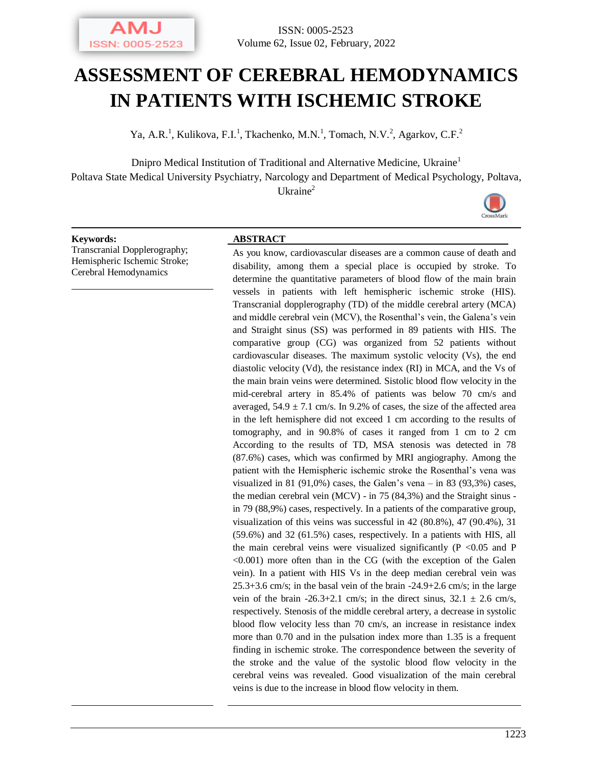# ASSESSMENT OF CEREBRAL HEMODYNAMICS IN PATIENTS WITH ISCHEMIC STROKE

Ya, A.R.[1], Kulikova, F.I.[1], Tkachenko, M.N.[1], Tomach, N.V.[2], Agarkov, C.F.[2]

Dnipro Medical Institution of Traditional and Alternative Medicine, Ukraine[1]

Poltava State Medical University Psychiatry, Narcology and Department of Medical Psychology, Poltava, Ukraine[2]

**Keywords:**
Transcranial Dopplerography;
Hemispheric Ischemic Stroke;
Cerebral Hemodynamics

**ABSTRACT**

As you know, cardiovascular diseases are a common cause of death and disability, among them a special place is occupied by stroke. To determine the quantitative parameters of blood flow of the main brain vessels in patients with left hemispheric ischemic stroke (HIS). Transcranial dopplerography (TD) of the middle cerebral artery (MCA) and middle cerebral vein (MCV), the Rosenthal's vein, the Galena's vein and Straight sinus (SS) was performed in 89 patients with HIS. The comparative group (CG) was organized from 52 patients without cardiovascular diseases. The maximum systolic velocity (Vs), the end diastolic velocity (Vd), the resistance index (RI) in MCA, and the Vs of the main brain veins were determined. Sistolic blood flow velocity in the mid-cerebral artery in 85.4% of patients was below 70 cm/s and averaged, 54.9 ± 7.1 cm/s. In 9.2% of cases, the size of the affected area in the left hemisphere did not exceed 1 cm according to the results of tomography, and in 90.8% of cases it ranged from 1 cm to 2 cm According to the results of TD, MSA stenosis was detected in 78 (87.6%) cases, which was confirmed by MRI angiography. Among the patient with the Hemispheric ischemic stroke the Rosenthal's vena was visualized in 81 (91,0%) cases, the Galen's vena – in 83 (93,3%) cases, the median cerebral vein (MCV) - in 75 (84,3%) and the Straight sinus - in 79 (88,9%) cases, respectively. In a patients of the comparative group, visualization of this veins was successful in 42 (80.8%), 47 (90.4%), 31 (59.6%) and 32 (61.5%) cases, respectively. In a patients with HIS, all the main cerebral veins were visualized significantly ($P < 0.05$ and $P < 0.001$) more often than in the CG (with the exception of the Galen vein). In a patient with HIS Vs in the deep median cerebral vein was 25.3+3.6 cm/s; in the basal vein of the brain -24.9+2.6 cm/s; in the large vein of the brain -26.3+2.1 cm/s; in the direct sinus, 32.1 ± 2.6 cm/s, respectively. Stenosis of the middle cerebral artery, a decrease in systolic blood flow velocity less than 70 cm/s, an increase in resistance index more than 0.70 and in the pulsation index more than 1.35 is a frequent finding in ischemic stroke. The correspondence between the severity of the stroke and the value of the systolic blood flow velocity in the cerebral veins was revealed. Good visualization of the main cerebral veins is due to the increase in blood flow velocity in them.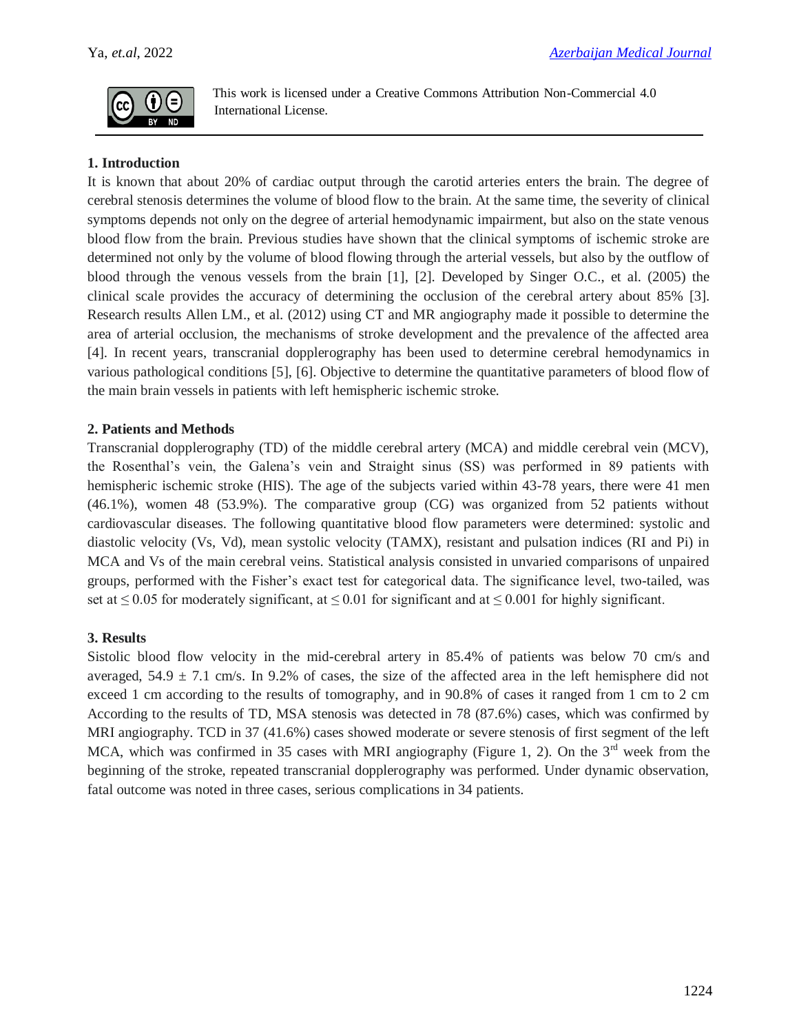This work is licensed under a Creative Commons Attribution Non-Commercial 4.0 International License.

## 1. Introduction

It is known that about 20% of cardiac output through the carotid arteries enters the brain. The degree of cerebral stenosis determines the volume of blood flow to the brain. At the same time, the severity of clinical symptoms depends not only on the degree of arterial hemodynamic impairment, but also on the state venous blood flow from the brain. Previous studies have shown that the clinical symptoms of ischemic stroke are determined not only by the volume of blood flowing through the arterial vessels, but also by the outflow of blood through the venous vessels from the brain [1], [2]. Developed by Singer O.C., et al. (2005) the clinical scale provides the accuracy of determining the occlusion of the cerebral artery about 85% [3]. Research results Allen LM., et al. (2012) using CT and MR angiography made it possible to determine the area of arterial occlusion, the mechanisms of stroke development and the prevalence of the affected area [4]. In recent years, transcranial dopplerography has been used to determine cerebral hemodynamics in various pathological conditions [5], [6]. Objective to determine the quantitative parameters of blood flow of the main brain vessels in patients with left hemispheric ischemic stroke.

## 2. Patients and Methods

Transcranial dopplerography (TD) of the middle cerebral artery (MCA) and middle cerebral vein (MCV), the Rosenthal's vein, the Galena's vein and Straight sinus (SS) was performed in 89 patients with hemispheric ischemic stroke (HIS). The age of the subjects varied within 43-78 years, there were 41 men (46.1%), women 48 (53.9%). The comparative group (CG) was organized from 52 patients without cardiovascular diseases. The following quantitative blood flow parameters were determined: systolic and diastolic velocity (Vs, Vd), mean systolic velocity (TAMX), resistant and pulsation indices (RI and Pi) in MCA and Vs of the main cerebral veins. Statistical analysis consisted in unvaried comparisons of unpaired groups, performed with the Fisher's exact test for categorical data. The significance level, two-tailed, was set at $\leq 0.05$ for moderately significant, at $\leq 0.01$ for significant and at $\leq 0.001$ for highly significant.

## 3. Results

Sistolic blood flow velocity in the mid-cerebral artery in 85.4% of patients was below 70 cm/s and averaged, $54.9 \pm 7.1$ cm/s. In 9.2% of cases, the size of the affected area in the left hemisphere did not exceed 1 cm according to the results of tomography, and in 90.8% of cases it ranged from 1 cm to 2 cm According to the results of TD, MSA stenosis was detected in 78 (87.6%) cases, which was confirmed by MRI angiography. TCD in 37 (41.6%) cases showed moderate or severe stenosis of first segment of the left MCA, which was confirmed in 35 cases with MRI angiography (Figure 1, 2). On the 3rd week from the beginning of the stroke, repeated transcranial dopplerography was performed. Under dynamic observation, fatal outcome was noted in three cases, serious complications in 34 patients.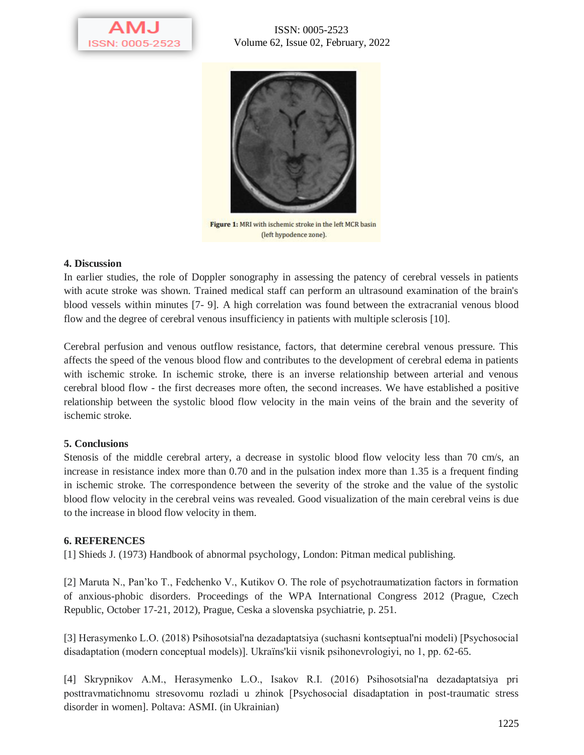**Figure 1:** MRI with ischemic stroke in the left MCR basin (left hypodence zone).

## 4. Discussion

In earlier studies, the role of Doppler sonography in assessing the patency of cerebral vessels in patients with acute stroke was shown. Trained medical staff can perform an ultrasound examination of the brain's blood vessels within minutes [7- 9]. A high correlation was found between the extracranial venous blood flow and the degree of cerebral venous insufficiency in patients with multiple sclerosis [10].

Cerebral perfusion and venous outflow resistance, factors, that determine cerebral venous pressure. This affects the speed of the venous blood flow and contributes to the development of cerebral edema in patients with ischemic stroke. In ischemic stroke, there is an inverse relationship between arterial and venous cerebral blood flow - the first decreases more often, the second increases. We have established a positive relationship between the systolic blood flow velocity in the main veins of the brain and the severity of ischemic stroke.

## 5. Conclusions

Stenosis of the middle cerebral artery, a decrease in systolic blood flow velocity less than 70 cm/s, an increase in resistance index more than 0.70 and in the pulsation index more than 1.35 is a frequent finding in ischemic stroke. The correspondence between the severity of the stroke and the value of the systolic blood flow velocity in the cerebral veins was revealed. Good visualization of the main cerebral veins is due to the increase in blood flow velocity in them.

## 6. REFERENCES

[1] Shieds J. (1973) Handbook of abnormal psychology, London: Pitman medical publishing.

[2] Maruta N., Pan'ko T., Fedchenko V., Kutikov O. The role of psychotraumatization factors in formation of anxious-phobic disorders. Proceedings of the WPA International Congress 2012 (Prague, Czech Republic, October 17-21, 2012), Prague, Ceska a slovenska psychiatrie, p. 251.

[3] Herasymenko L.O. (2018) Psihosotsial'na dezadaptatsiya (suchasni kontseptual'ni modeli) [Psychosocial disadaptation (modern conceptual models)]. Ukraïns'kii visnik psihonevrologiyi, no 1, pp. 62-65.

[4] Skrypnikov A.M., Herasymenko L.O., Isakov R.I. (2016) Psihosotsial'na dezadaptatsiya pri posttravmatichnomu stresovomu rozladi u zhinok [Psychosocial disadaptation in post-traumatic stress disorder in women]. Poltava: ASMI. (in Ukrainian)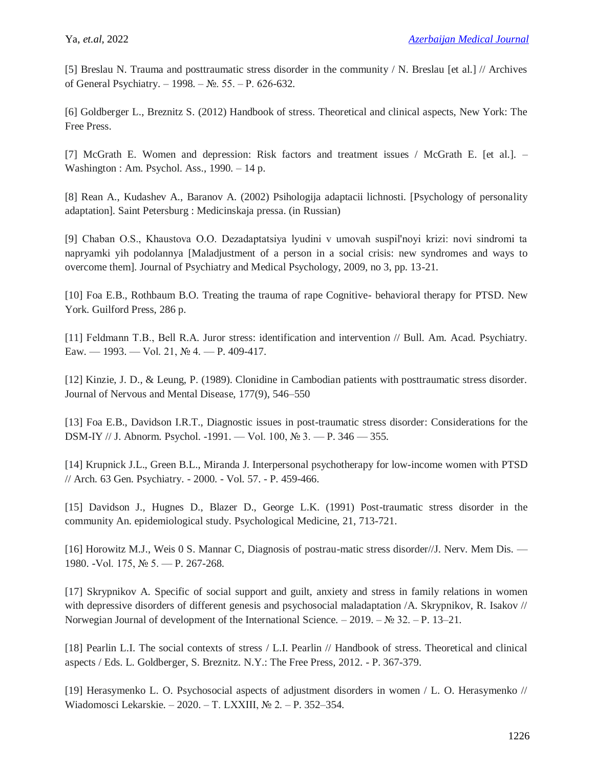[5] Breslau N. Trauma and posttraumatic stress disorder in the community / N. Breslau [et al.] // Archives of General Psychiatry. – 1998. – №. 55. – P. 626-632.

[6] Goldberger L., Breznitz S. (2012) Handbook of stress. Theoretical and clinical aspects, New York: The Free Press.

[7] McGrath E. Women and depression: Risk factors and treatment issues / McGrath E. [et al.]. – Washington : Am. Psychol. Ass., 1990. – 14 p.

[8] Rean A., Kudashev A., Baranov A. (2002) Psihologija adaptacii lichnosti. [Psychology of personality adaptation]. Saint Petersburg : Medicinskaja pressa. (in Russian)

[9] Chaban O.S., Khaustova O.O. Dezadaptatsiya lyudini v umovah suspil'noyi krizi: novi sindromi ta napryamki yih podolannya [Maladjustment of a person in a social crisis: new syndromes and ways to overcome them]. Journal of Psychiatry and Medical Psychology, 2009, no 3, pp. 13-21.

[10] Foa E.B., Rothbaum B.O. Treating the trauma of rape Cognitive- behavioral therapy for PTSD. New York. Guilford Press, 286 p.

[11] Feldmann T.B., Bell R.A. Juror stress: identification and intervention // Bull. Am. Acad. Psychiatry. Eaw. — 1993. — Vol. 21, № 4. — P. 409-417.

[12] Kinzie, J. D., & Leung, P. (1989). Clonidine in Cambodian patients with posttraumatic stress disorder. Journal of Nervous and Mental Disease, 177(9), 546–550

[13] Foa E.B., Davidson I.R.T., Diagnostic issues in post-traumatic stress disorder: Considerations for the DSM-IY // J. Abnorm. Psychol. -1991. — Vol. 100, № 3. — P. 346 — 355.

[14] Krupnick J.L., Green B.L., Miranda J. Interpersonal psychotherapy for low-income women with PTSD // Arch. 63 Gen. Psychiatry. - 2000. - Vol. 57. - P. 459-466.

[15] Davidson J., Hugnes D., Blazer D., George L.K. (1991) Post-traumatic stress disorder in the community An. epidemiological study. Psychological Medicine, 21, 713-721.

[16] Horowitz M.J., Weis 0 S. Mannar C, Diagnosis of postrau-matic stress disorder//J. Nerv. Mem Dis. — 1980. -Vol. 175, № 5. — P. 267-268.

[17] Skrypnikov A. Specific of social support and guilt, anxiety and stress in family relations in women with depressive disorders of different genesis and psychosocial maladaptation /A. Skrypnikov, R. Isakov // Norwegian Journal of development of the International Science. – 2019. – № 32. – P. 13–21.

[18] Pearlin L.I. The social contexts of stress / L.I. Pearlin // Handbook of stress. Theoretical and clinical aspects / Eds. L. Goldberger, S. Breznitz. N.Y.: The Free Press, 2012. - P. 367-379.

[19] Herasymenko L. O. Psychosocial aspects of adjustment disorders in women / L. O. Herasymenko // Wiadomosci Lekarskie. – 2020. – T. LXXIII, № 2. – P. 352–354.